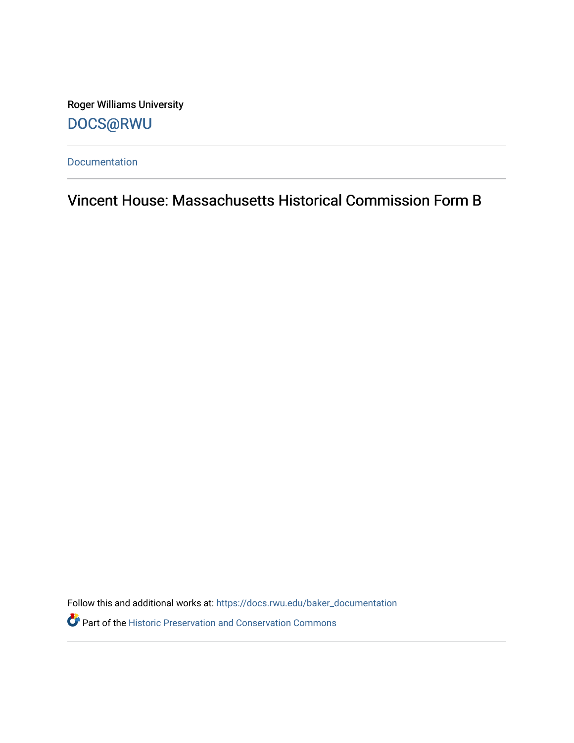Roger Williams University

DOCS@RWU

---

Documentation

---

# Vincent House: Massachusetts Historical Commission Form B

Follow this and additional works at: https://docs.rwu.edu/baker_documentation

Part of the Historic Preservation and Conservation Commons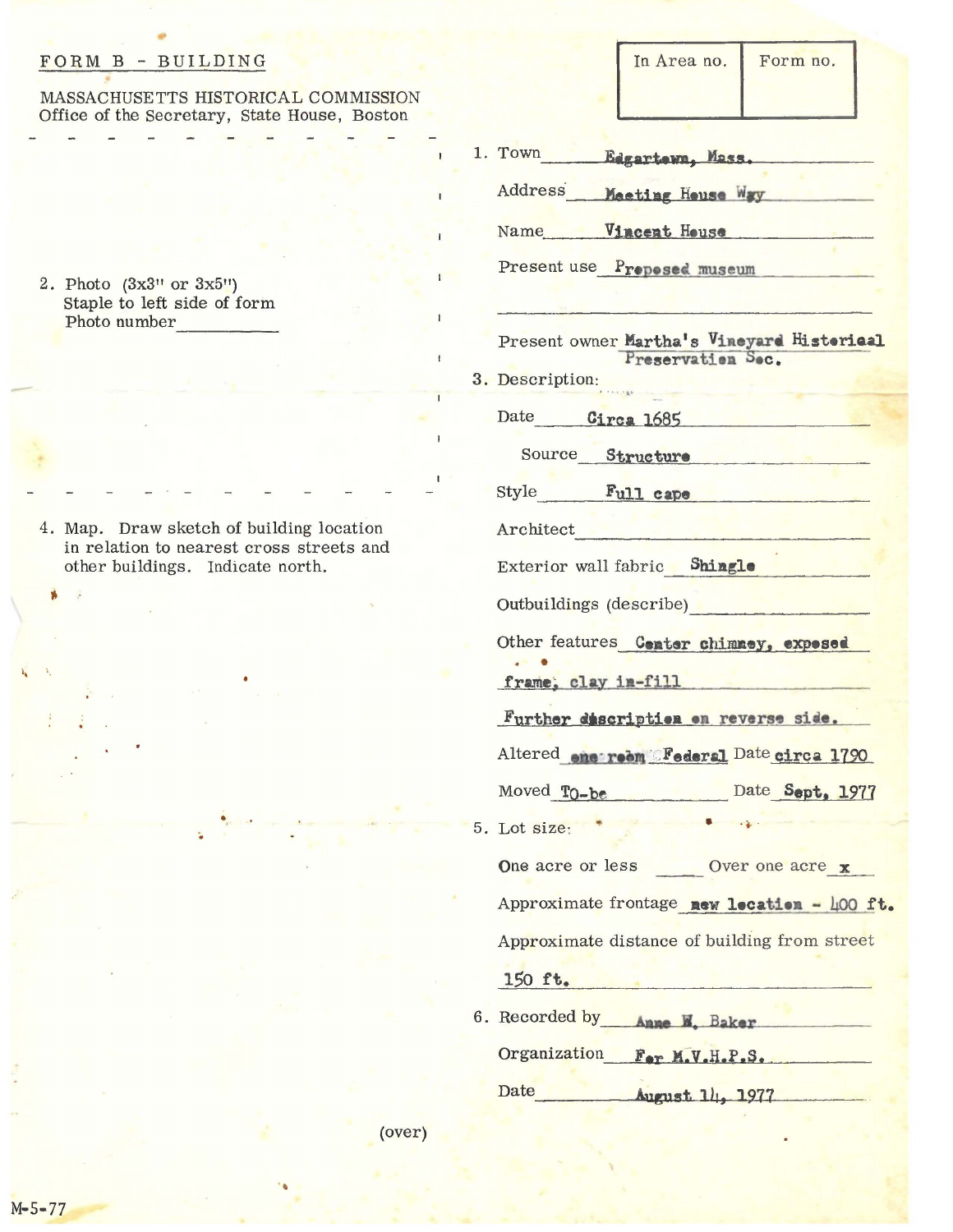FORM B - BUILDING

MASSACHUSETTS HISTORICAL COMMISSION
Office of the Secretary, State House, Boston

| In Area no. | Form no. |
|---|---|
| | |

1. Town Edgartown, Mass.

   Address Meeting House Way

   Name Vincent House

   Present use Proposed museum

   Present owner Martha's Vineyard Historical Preservation Sec.

2. Photo (3x3" or 3x5")
   Staple to left side of form
   Photo number

3. Description:

   Date Circa 1685

   Source Structure

   Style Full cape

   Architect

   Exterior wall fabric Shingle

   Outbuildings (describe)

   Other features Center chimney, exposed frame, clay in-fill

   Further description on reverse side.

   Altered one room Federal Date circa 1790

   Moved To-be Date Sept, 1977

4. Map. Draw sketch of building location in relation to nearest cross streets and other buildings. Indicate north.

5. Lot size:

   One acre or less ____ Over one acre x

   Approximate frontage new location - 400 ft.

   Approximate distance of building from street

   150 ft.

6. Recorded by Anne W. Baker

   Organization For M.V.H.P.S.

   Date August 14, 1977

(over)

M-5-77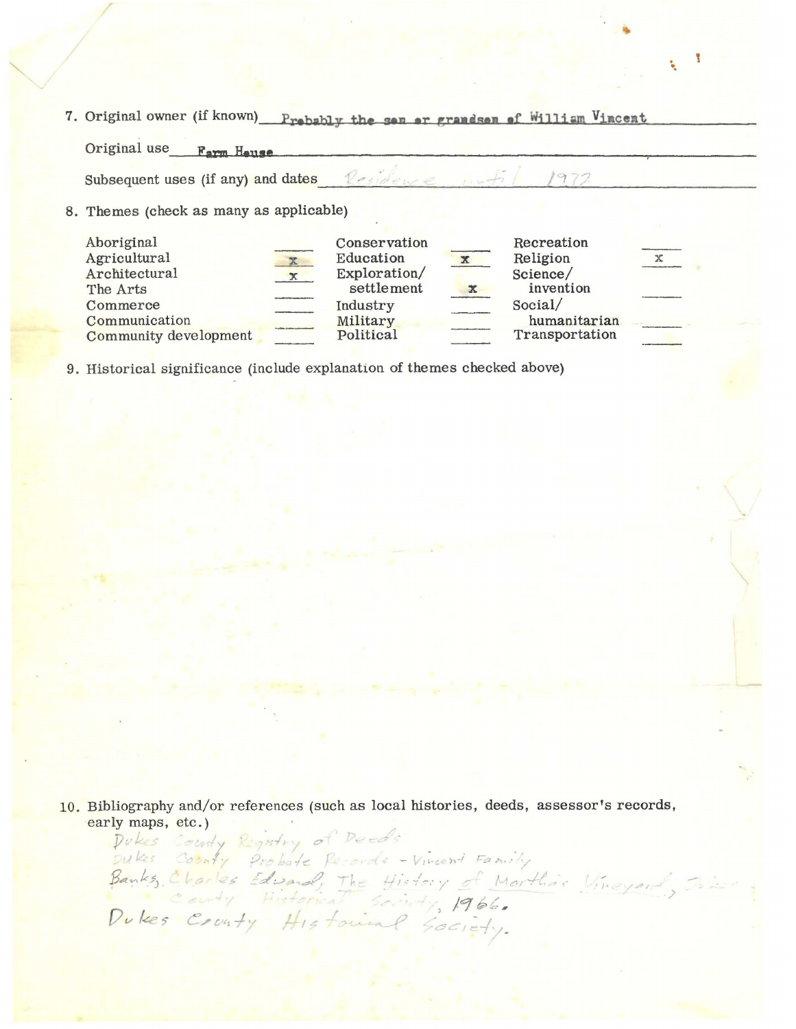7. Original owner (if known) Probably the son or grandson of William Vincent

Original use Farm House

Subsequent uses (if any) and dates Residence until 1972

8. Themes (check as many as applicable)

| | | | | | |
|---|---|---|---|---|---|
| Aboriginal | | Conservation | | Recreation | |
| Agricultural | x | Education | x | Religion | x |
| Architectural | x | Exploration/ settlement | x | Science/ invention | |
| The Arts | | Industry | | Social/ humanitarian | |
| Commerce | | Military | | Transportation | |
| Communication | | Political | | | |
| Community development | | | | | |

9. Historical significance (include explanation of themes checked above)

10. Bibliography and/or references (such as local histories, deeds, assessor's records, early maps, etc.)

Dukes County Registry of Deeds
Dukes County Probate Records - Vincent Family
Banks, Charles Edward, The History of Martha's Vineyard, Dukes County Historical Society, 1966.
Dukes County Historical Society.